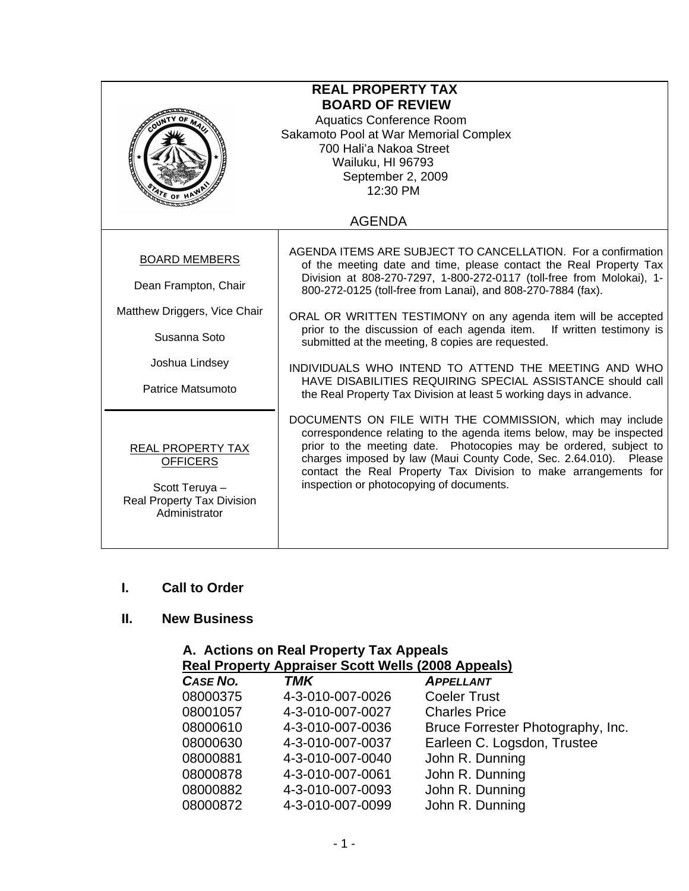# REAL PROPERTY TAX BOARD OF REVIEW

Aquatics Conference Room
Sakamoto Pool at War Memorial Complex
700 Hali'a Nakoa Street
Wailuku, HI 96793
September 2, 2009
12:30 PM

## AGENDA

**BOARD MEMBERS**

Dean Frampton, Chair

Matthew Driggers, Vice Chair

Susanna Soto

Joshua Lindsey

Patrice Matsumoto

**REAL PROPERTY TAX OFFICERS**

Scott Teruya – Real Property Tax Division Administrator

AGENDA ITEMS ARE SUBJECT TO CANCELLATION. For a confirmation of the meeting date and time, please contact the Real Property Tax Division at 808-270-7297, 1-800-272-0117 (toll-free from Molokai), 1-800-272-0125 (toll-free from Lanai), and 808-270-7884 (fax).

ORAL OR WRITTEN TESTIMONY on any agenda item will be accepted prior to the discussion of each agenda item. If written testimony is submitted at the meeting, 8 copies are requested.

INDIVIDUALS WHO INTEND TO ATTEND THE MEETING AND WHO HAVE DISABILITIES REQUIRING SPECIAL ASSISTANCE should call the Real Property Tax Division at least 5 working days in advance.

DOCUMENTS ON FILE WITH THE COMMISSION, which may include correspondence relating to the agenda items below, may be inspected prior to the meeting date. Photocopies may be ordered, subject to charges imposed by law (Maui County Code, Sec. 2.64.010). Please contact the Real Property Tax Division to make arrangements for inspection or photocopying of documents.

## I. Call to Order

## II. New Business

### A. Actions on Real Property Tax Appeals

**Real Property Appraiser Scott Wells (2008 Appeals)**

| *CASE NO.* | *TMK* | *APPELLANT* |
|---|---|---|
| 08000375 | 4-3-010-007-0026 | Coeler Trust |
| 08001057 | 4-3-010-007-0027 | Charles Price |
| 08000610 | 4-3-010-007-0036 | Bruce Forrester Photography, Inc. |
| 08000630 | 4-3-010-007-0037 | Earleen C. Logsdon, Trustee |
| 08000881 | 4-3-010-007-0040 | John R. Dunning |
| 08000878 | 4-3-010-007-0061 | John R. Dunning |
| 08000882 | 4-3-010-007-0093 | John R. Dunning |
| 08000872 | 4-3-010-007-0099 | John R. Dunning |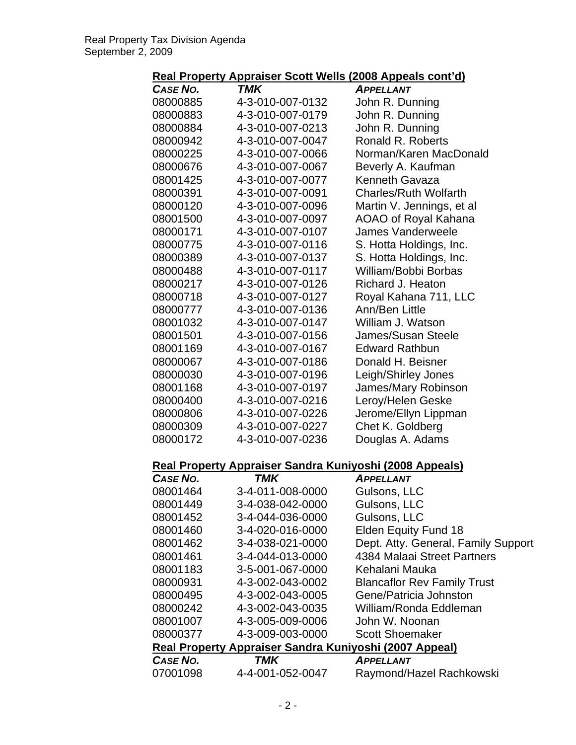### Real Property Appraiser Scott Wells (2008 Appeals cont'd)

| *CASE NO.* | *TMK* | *APPELLANT* |
|---|---|---|
| 08000885 | 4-3-010-007-0132 | John R. Dunning |
| 08000883 | 4-3-010-007-0179 | John R. Dunning |
| 08000884 | 4-3-010-007-0213 | John R. Dunning |
| 08000942 | 4-3-010-007-0047 | Ronald R. Roberts |
| 08000225 | 4-3-010-007-0066 | Norman/Karen MacDonald |
| 08000676 | 4-3-010-007-0067 | Beverly A. Kaufman |
| 08001425 | 4-3-010-007-0077 | Kenneth Gavaza |
| 08000391 | 4-3-010-007-0091 | Charles/Ruth Wolfarth |
| 08000120 | 4-3-010-007-0096 | Martin V. Jennings, et al |
| 08001500 | 4-3-010-007-0097 | AOAO of Royal Kahana |
| 08000171 | 4-3-010-007-0107 | James Vanderweele |
| 08000775 | 4-3-010-007-0116 | S. Hotta Holdings, Inc. |
| 08000389 | 4-3-010-007-0137 | S. Hotta Holdings, Inc. |
| 08000488 | 4-3-010-007-0117 | William/Bobbi Borbas |
| 08000217 | 4-3-010-007-0126 | Richard J. Heaton |
| 08000718 | 4-3-010-007-0127 | Royal Kahana 711, LLC |
| 08000777 | 4-3-010-007-0136 | Ann/Ben Little |
| 08001032 | 4-3-010-007-0147 | William J. Watson |
| 08001501 | 4-3-010-007-0156 | James/Susan Steele |
| 08001169 | 4-3-010-007-0167 | Edward Rathbun |
| 08000067 | 4-3-010-007-0186 | Donald H. Beisner |
| 08000030 | 4-3-010-007-0196 | Leigh/Shirley Jones |
| 08001168 | 4-3-010-007-0197 | James/Mary Robinson |
| 08000400 | 4-3-010-007-0216 | Leroy/Helen Geske |
| 08000806 | 4-3-010-007-0226 | Jerome/Ellyn Lippman |
| 08000309 | 4-3-010-007-0227 | Chet K. Goldberg |
| 08000172 | 4-3-010-007-0236 | Douglas A. Adams |

### Real Property Appraiser Sandra Kuniyoshi (2008 Appeals)

| *CASE NO.* | *TMK* | *APPELLANT* |
|---|---|---|
| 08001464 | 3-4-011-008-0000 | Gulsons, LLC |
| 08001449 | 3-4-038-042-0000 | Gulsons, LLC |
| 08001452 | 3-4-044-036-0000 | Gulsons, LLC |
| 08001460 | 3-4-020-016-0000 | Elden Equity Fund 18 |
| 08001462 | 3-4-038-021-0000 | Dept. Atty. General, Family Support |
| 08001461 | 3-4-044-013-0000 | 4384 Malaai Street Partners |
| 08001183 | 3-5-001-067-0000 | Kehalani Mauka |
| 08000931 | 4-3-002-043-0002 | Blancaflor Rev Family Trust |
| 08000495 | 4-3-002-043-0005 | Gene/Patricia Johnston |
| 08000242 | 4-3-002-043-0035 | William/Ronda Eddleman |
| 08001007 | 4-3-005-009-0006 | John W. Noonan |
| 08000377 | 4-3-009-003-0000 | Scott Shoemaker |

### Real Property Appraiser Sandra Kuniyoshi (2007 Appeal)

| *CASE NO.* | *TMK* | *APPELLANT* |
|---|---|---|
| 07001098 | 4-4-001-052-0047 | Raymond/Hazel Rachkowski |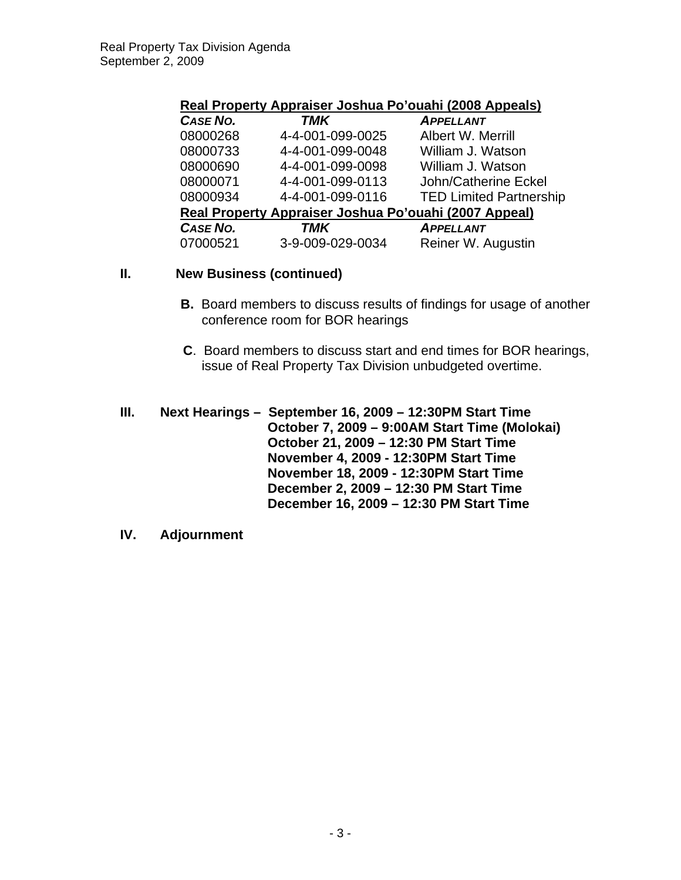**Real Property Appraiser Joshua Po'ouahi (2008 Appeals)**

| ***CASE NO.*** | ***TMK*** | ***APPELLANT*** |
|---|---|---|
| 08000268 | 4-4-001-099-0025 | Albert W. Merrill |
| 08000733 | 4-4-001-099-0048 | William J. Watson |
| 08000690 | 4-4-001-099-0098 | William J. Watson |
| 08000071 | 4-4-001-099-0113 | John/Catherine Eckel |
| 08000934 | 4-4-001-099-0116 | TED Limited Partnership |

**Real Property Appraiser Joshua Po'ouahi (2007 Appeal)**

| ***CASE NO.*** | ***TMK*** | ***APPELLANT*** |
|---|---|---|
| 07000521 | 3-9-009-029-0034 | Reiner W. Augustin |

**II. New Business (continued)**

**B.** Board members to discuss results of findings for usage of another conference room for BOR hearings

**C**. Board members to discuss start and end times for BOR hearings, issue of Real Property Tax Division unbudgeted overtime.

**III. Next Hearings – September 16, 2009 – 12:30PM Start Time**
**October 7, 2009 – 9:00AM Start Time (Molokai)**
**October 21, 2009 – 12:30 PM Start Time**
**November 4, 2009 - 12:30PM Start Time**
**November 18, 2009 - 12:30PM Start Time**
**December 2, 2009 – 12:30 PM Start Time**
**December 16, 2009 – 12:30 PM Start Time**

**IV. Adjournment**